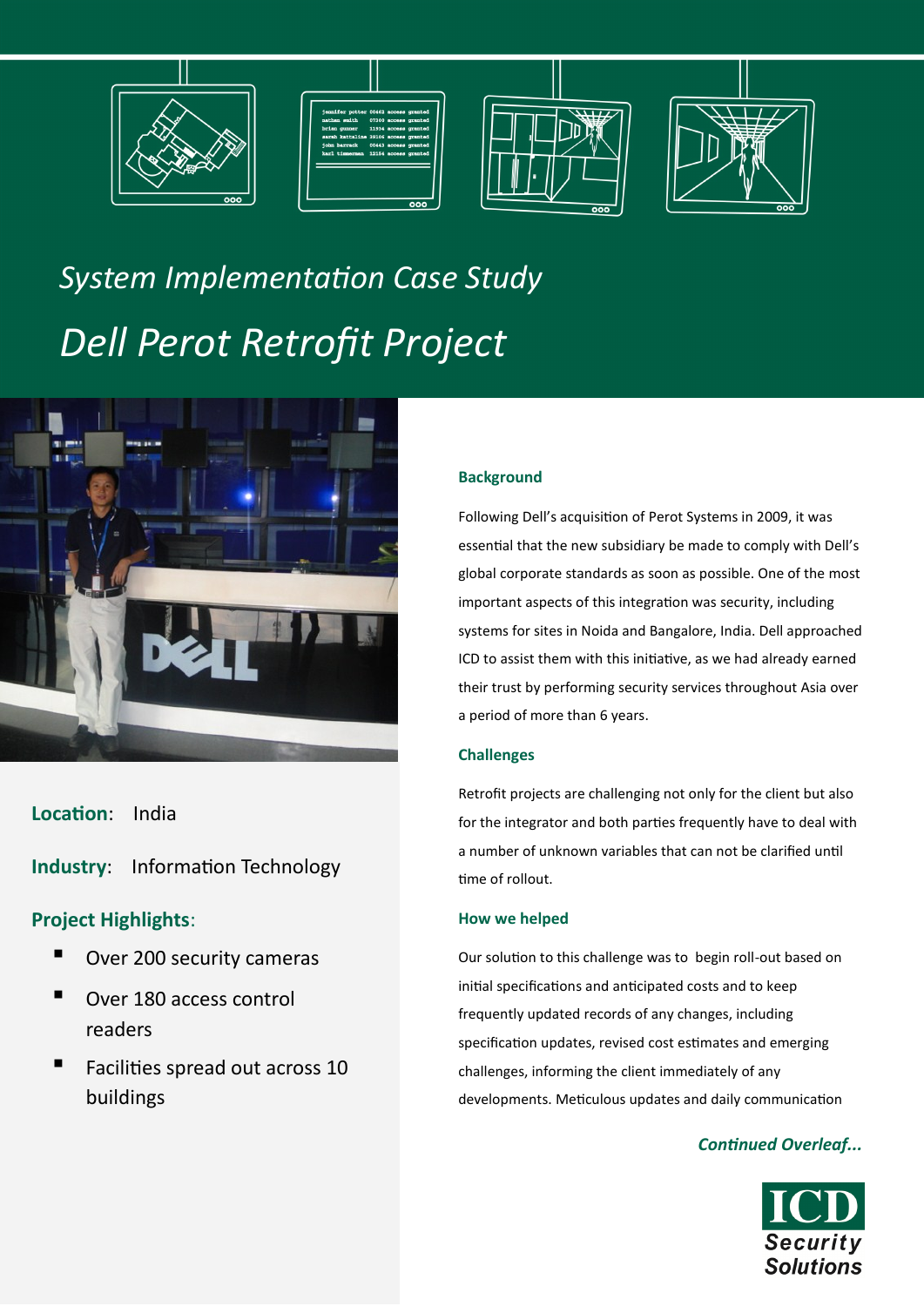*System Implementation Case Study*

# *Dell Perot Retrofit Project*

**Location**: India

**Industry**: Information Technology

**Project Highlights**:

- Over 200 security cameras
- Over 180 access control readers
- Facilities spread out across 10 buildings

### Background

Following Dell's acquisition of Perot Systems in 2009, it was essential that the new subsidiary be made to comply with Dell's global corporate standards as soon as possible. One of the most important aspects of this integration was security, including systems for sites in Noida and Bangalore, India. Dell approached ICD to assist them with this initiative, as we had already earned their trust by performing security services throughout Asia over a period of more than 6 years.

### Challenges

Retrofit projects are challenging not only for the client but also for the integrator and both parties frequently have to deal with a number of unknown variables that can not be clarified until time of rollout.

### How we helped

Our solution to this challenge was to begin roll-out based on initial specifications and anticipated costs and to keep frequently updated records of any changes, including specification updates, revised cost estimates and emerging challenges, informing the client immediately of any developments. Meticulous updates and daily communication

***Continued Overleaf...***

ICD Security Solutions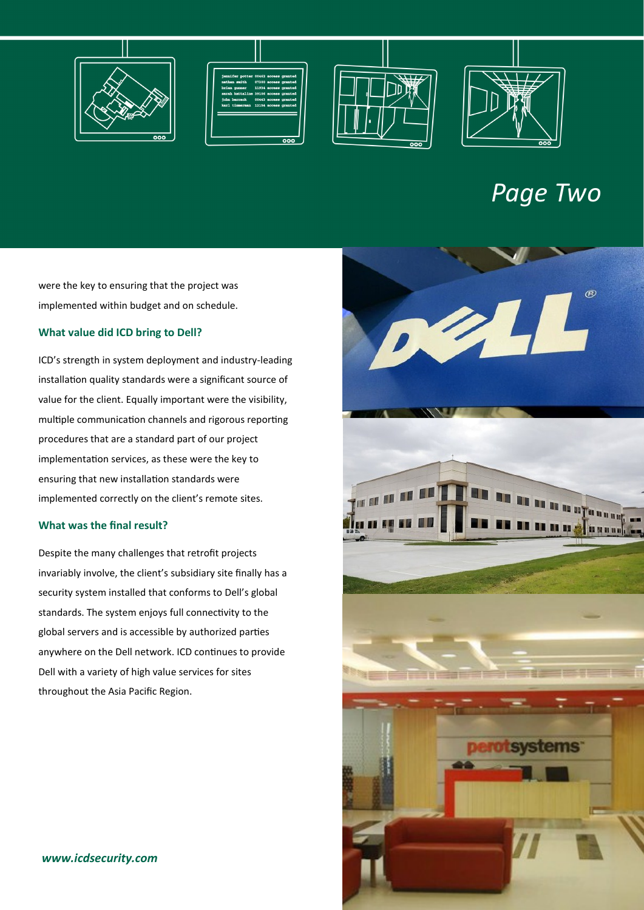# Page Two

were the key to ensuring that the project was implemented within budget and on schedule.

### What value did ICD bring to Dell?

ICD's strength in system deployment and industry-leading installation quality standards were a significant source of value for the client. Equally important were the visibility, multiple communication channels and rigorous reporting procedures that are a standard part of our project implementation services, as these were the key to ensuring that new installation standards were implemented correctly on the client's remote sites.

### What was the final result?

Despite the many challenges that retrofit projects invariably involve, the client's subsidiary site finally has a security system installed that conforms to Dell's global standards. The system enjoys full connectivity to the global servers and is accessible by authorized parties anywhere on the Dell network. ICD continues to provide Dell with a variety of high value services for sites throughout the Asia Pacific Region.

***www.icdsecurity.com***